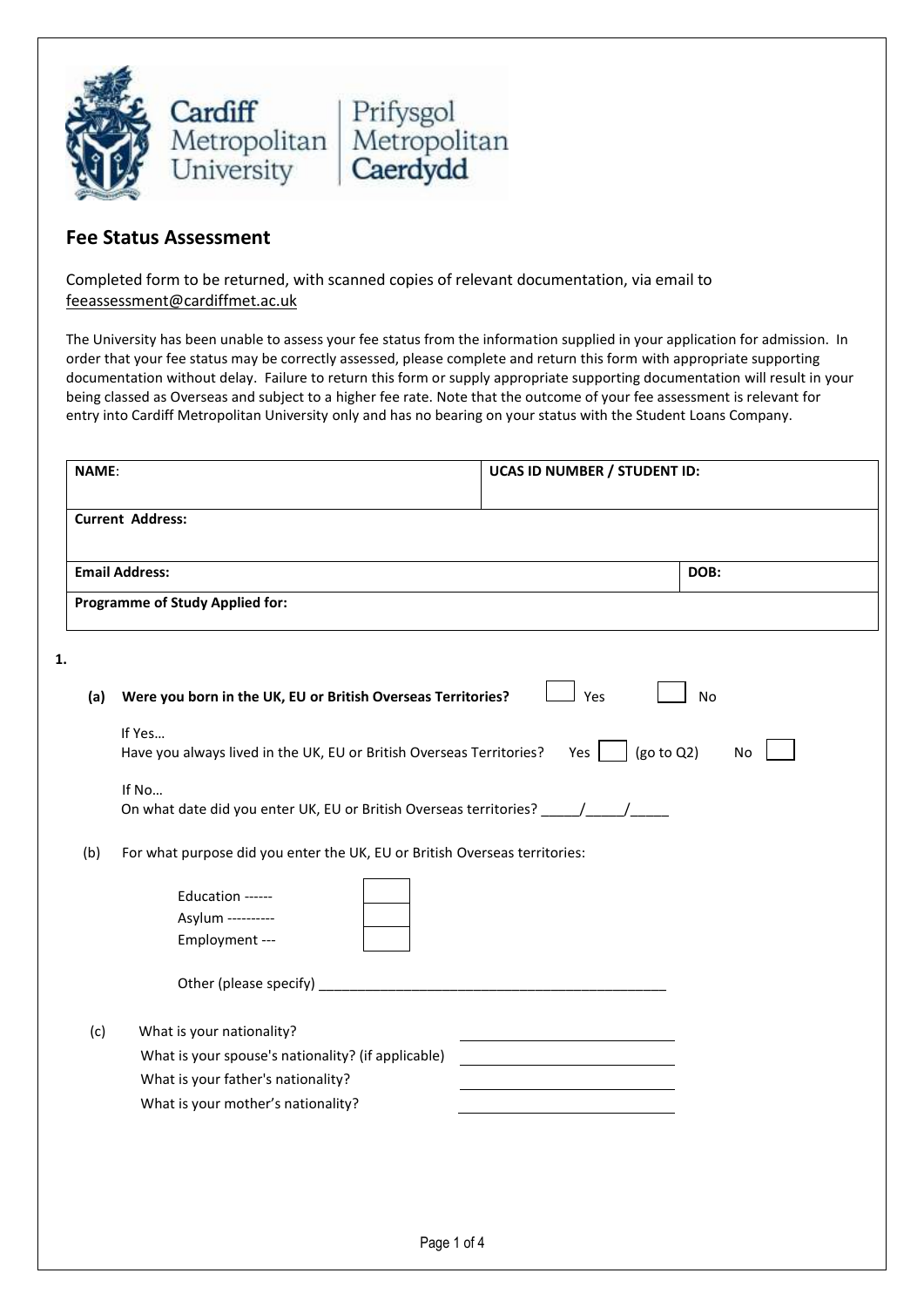Cardiff Metropolitan University | Prifysgol Metropolitan Caerdydd

## Fee Status Assessment

Completed form to be returned, with scanned copies of relevant documentation, via email to feeassessment@cardiffmet.ac.uk

The University has been unable to assess your fee status from the information supplied in your application for admission. In order that your fee status may be correctly assessed, please complete and return this form with appropriate supporting documentation without delay. Failure to return this form or supply appropriate supporting documentation will result in your being classed as Overseas and subject to a higher fee rate. Note that the outcome of your fee assessment is relevant for entry into Cardiff Metropolitan University only and has no bearing on your status with the Student Loans Company.

| **NAME**: | **UCAS ID NUMBER / STUDENT ID:** |
|---|---|
| **Current Address:** | |
| **Email Address:** | **DOB:** |
| **Programme of Study Applied for:** | |

**1.**

**(a) Were you born in the UK, EU or British Overseas Territories?** ☐ Yes ☐ No

If Yes…
Have you always lived in the UK, EU or British Overseas Territories? Yes ☐ (go to Q2) No ☐

If No…
On what date did you enter UK, EU or British Overseas territories? _____/_____/_____

(b) For what purpose did you enter the UK, EU or British Overseas territories:

Education ------ ☐
Asylum ---------- ☐
Employment --- ☐

Other (please specify) ______________________________________________

(c) What is your nationality? ____________________________

What is your spouse's nationality? (if applicable) ____________________________

What is your father's nationality? ____________________________

What is your mother's nationality? ____________________________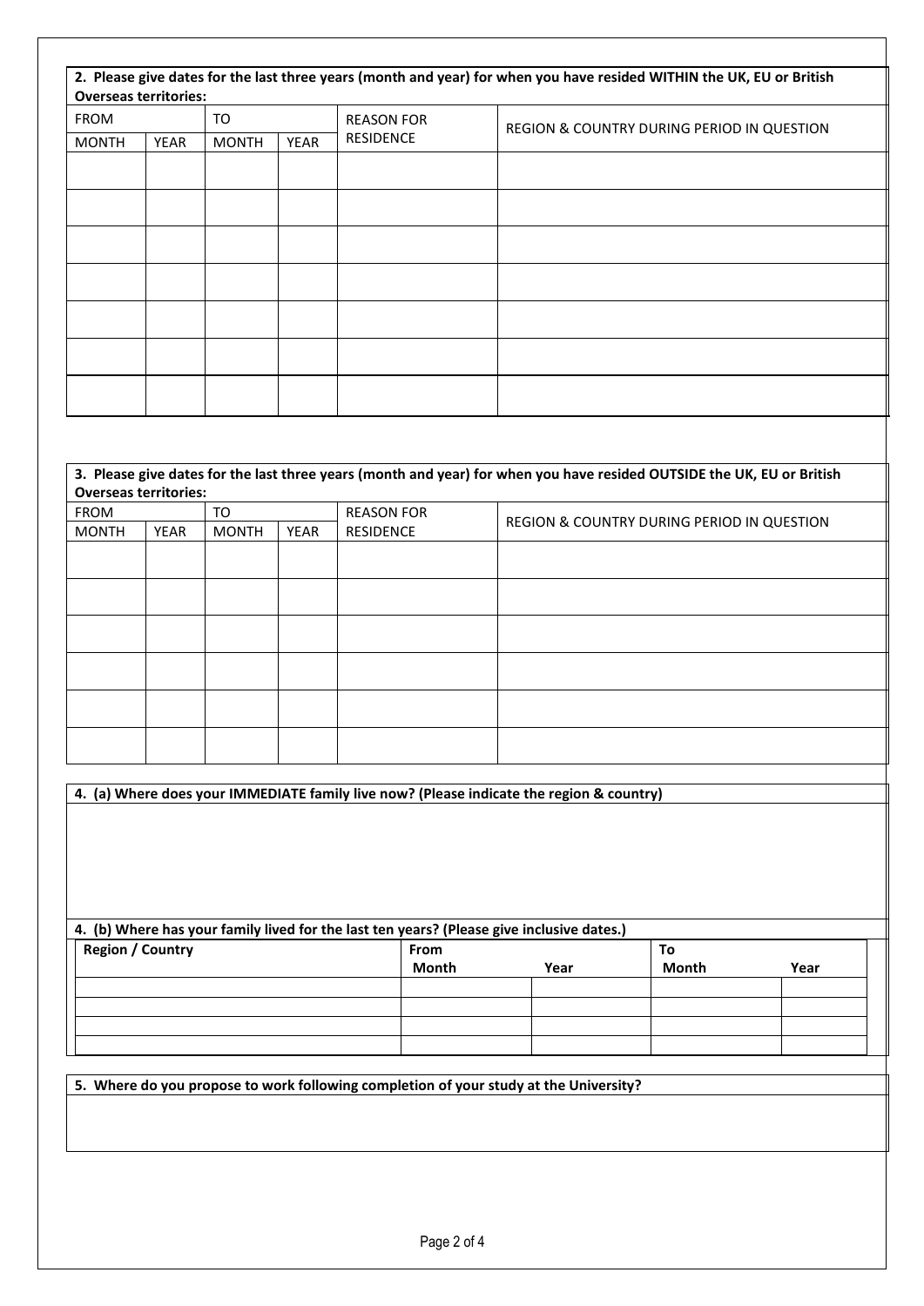**2. Please give dates for the last three years (month and year) for when you have resided WITHIN the UK, EU or British Overseas territories:**

| FROM | | TO | | REASON FOR RESIDENCE | REGION & COUNTRY DURING PERIOD IN QUESTION |
|---|---|---|---|---|---|
| MONTH | YEAR | MONTH | YEAR | | |
| | | | | | |
| | | | | | |
| | | | | | |
| | | | | | |
| | | | | | |
| | | | | | |
| | | | | | |

**3. Please give dates for the last three years (month and year) for when you have resided OUTSIDE the UK, EU or British Overseas territories:**

| FROM | | TO | | REASON FOR RESIDENCE | REGION & COUNTRY DURING PERIOD IN QUESTION |
|---|---|---|---|---|---|
| MONTH | YEAR | MONTH | YEAR | | |
| | | | | | |
| | | | | | |
| | | | | | |
| | | | | | |
| | | | | | |
| | | | | | |

**4. (a) Where does your IMMEDIATE family live now? (Please indicate the region & country)**

**4. (b) Where has your family lived for the last ten years? (Please give inclusive dates.)**

| Region / Country | From | | To | |
|---|---|---|---|---|
| | Month | Year | Month | Year |
| | | | | |
| | | | | |
| | | | | |
| | | | | |

**5. Where do you propose to work following completion of your study at the University?**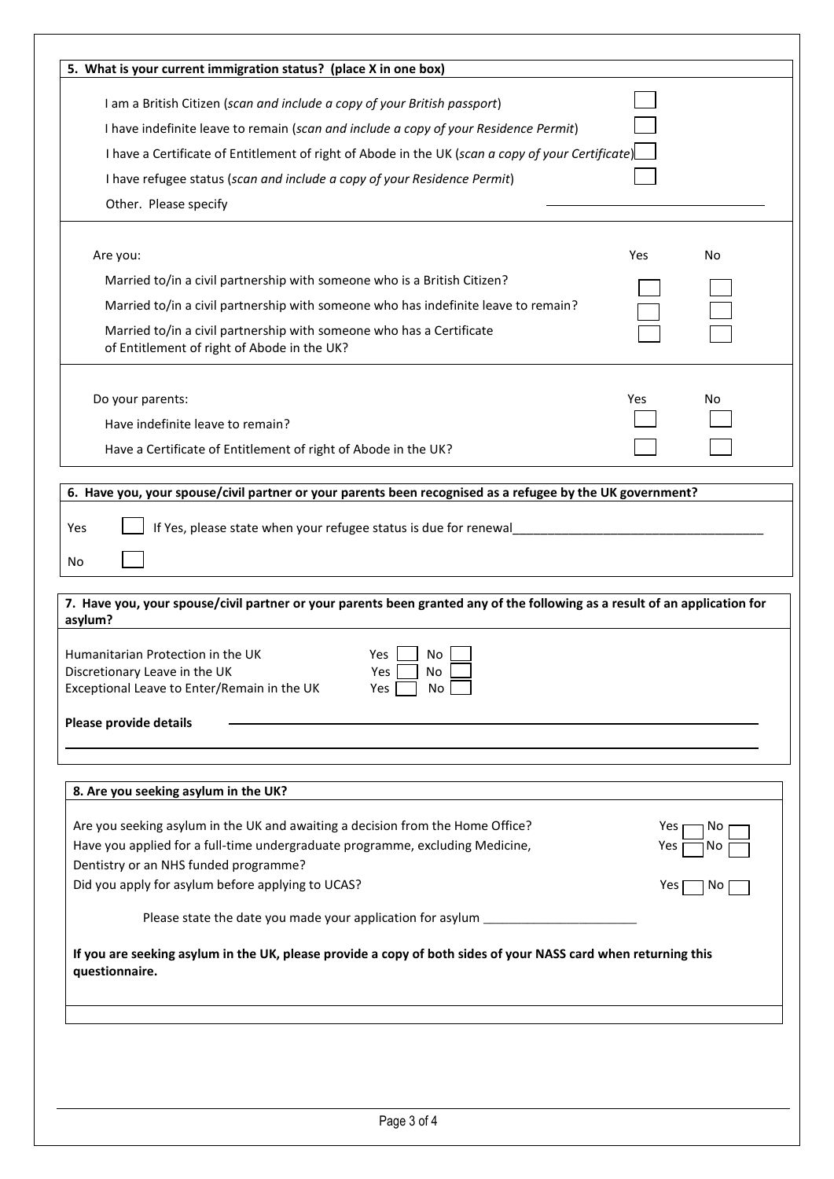## 5. What is your current immigration status? (place X in one box)

| | |
|---|---|
| I am a British Citizen (*scan and include a copy of your British passport*) | ☐ |
| I have indefinite leave to remain (*scan and include a copy of your Residence Permit*) | ☐ |
| I have a Certificate of Entitlement of right of Abode in the UK (*scan a copy of your Certificate*) | ☐ |
| I have refugee status (*scan and include a copy of your Residence Permit*) | ☐ |
| Other. Please specify | ______________________ |

| Are you: | Yes | No |
|---|---|---|
| Married to/in a civil partnership with someone who is a British Citizen? | ☐ | ☐ |
| Married to/in a civil partnership with someone who has indefinite leave to remain? | ☐ | ☐ |
| Married to/in a civil partnership with someone who has a Certificate of Entitlement of right of Abode in the UK? | ☐ | ☐ |

| Do your parents: | Yes | No |
|---|---|---|
| Have indefinite leave to remain? | ☐ | ☐ |
| Have a Certificate of Entitlement of right of Abode in the UK? | ☐ | ☐ |

## 6. Have you, your spouse/civil partner or your parents been recognised as a refugee by the UK government?

Yes ☐ If Yes, please state when your refugee status is due for renewal ____________________________________

No ☐

## 7. Have you, your spouse/civil partner or your parents been granted any of the following as a result of an application for asylum?

| | Yes | No |
|---|---|---|
| Humanitarian Protection in the UK | ☐ | ☐ |
| Discretionary Leave in the UK | ☐ | ☐ |
| Exceptional Leave to Enter/Remain in the UK | ☐ | ☐ |

**Please provide details** ____________________________________________________________

______________________________________________________________________________

## 8. Are you seeking asylum in the UK?

| | Yes | No |
|---|---|---|
| Are you seeking asylum in the UK and awaiting a decision from the Home Office? | ☐ | ☐ |
| Have you applied for a full-time undergraduate programme, excluding Medicine, Dentistry or an NHS funded programme? | ☐ | ☐ |
| Did you apply for asylum before applying to UCAS? | ☐ | ☐ |

Please state the date you made your application for asylum ______________________

**If you are seeking asylum in the UK, please provide a copy of both sides of your NASS card when returning this questionnaire.**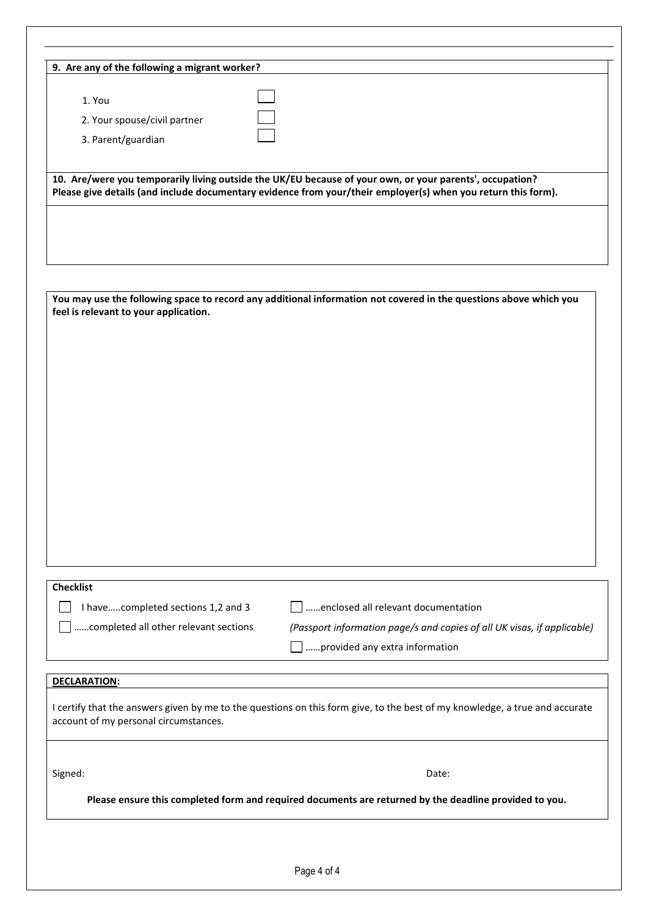**9. Are any of the following a migrant worker?**

1. You ☐
2. Your spouse/civil partner ☐
3. Parent/guardian ☐

**10. Are/were you temporarily living outside the UK/EU because of your own, or your parents', occupation?**
**Please give details (and include documentary evidence from your/their employer(s) when you return this form).**

**You may use the following space to record any additional information not covered in the questions above which you feel is relevant to your application.**

**Checklist**

☐ I have…..completed sections 1,2 and 3

☐ ……completed all other relevant sections

☐ ……enclosed all relevant documentation

*(Passport information page/s and copies of all UK visas, if applicable)*

☐ ……provided any extra information

**DECLARATION:**

I certify that the answers given by me to the questions on this form give, to the best of my knowledge, a true and accurate account of my personal circumstances.

Signed:

Date:

**Please ensure this completed form and required documents are returned by the deadline provided to you.**